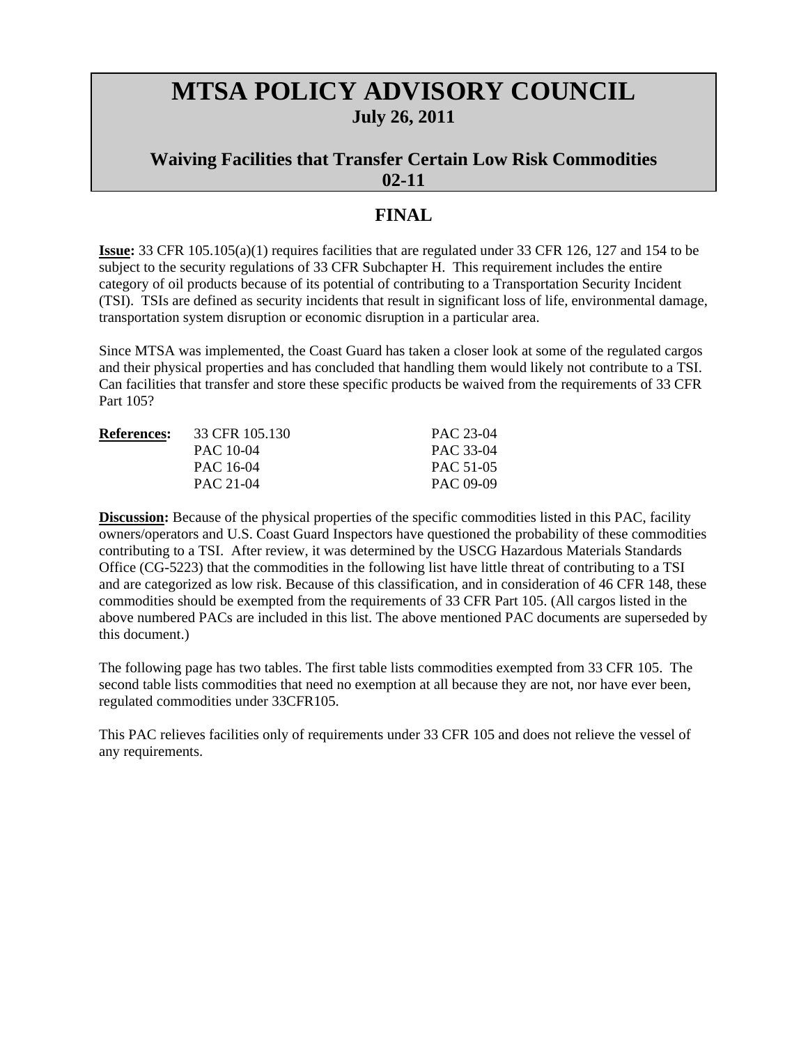# MTSA POLICY ADVISORY COUNCIL

**July 26, 2011**

## Waiving Facilities that Transfer Certain Low Risk Commodities 02-11

## FINAL

**Issue:** 33 CFR 105.105(a)(1) requires facilities that are regulated under 33 CFR 126, 127 and 154 to be subject to the security regulations of 33 CFR Subchapter H. This requirement includes the entire category of oil products because of its potential of contributing to a Transportation Security Incident (TSI). TSIs are defined as security incidents that result in significant loss of life, environmental damage, transportation system disruption or economic disruption in a particular area.

Since MTSA was implemented, the Coast Guard has taken a closer look at some of the regulated cargos and their physical properties and has concluded that handling them would likely not contribute to a TSI. Can facilities that transfer and store these specific products be waived from the requirements of 33 CFR Part 105?

| **References:** | | |
|---|---|---|
| | 33 CFR 105.130 | PAC 23-04 |
| | PAC 10-04 | PAC 33-04 |
| | PAC 16-04 | PAC 51-05 |
| | PAC 21-04 | PAC 09-09 |

**Discussion:** Because of the physical properties of the specific commodities listed in this PAC, facility owners/operators and U.S. Coast Guard Inspectors have questioned the probability of these commodities contributing to a TSI. After review, it was determined by the USCG Hazardous Materials Standards Office (CG-5223) that the commodities in the following list have little threat of contributing to a TSI and are categorized as low risk. Because of this classification, and in consideration of 46 CFR 148, these commodities should be exempted from the requirements of 33 CFR Part 105. (All cargos listed in the above numbered PACs are included in this list. The above mentioned PAC documents are superseded by this document.)

The following page has two tables. The first table lists commodities exempted from 33 CFR 105. The second table lists commodities that need no exemption at all because they are not, nor have ever been, regulated commodities under 33CFR105.

This PAC relieves facilities only of requirements under 33 CFR 105 and does not relieve the vessel of any requirements.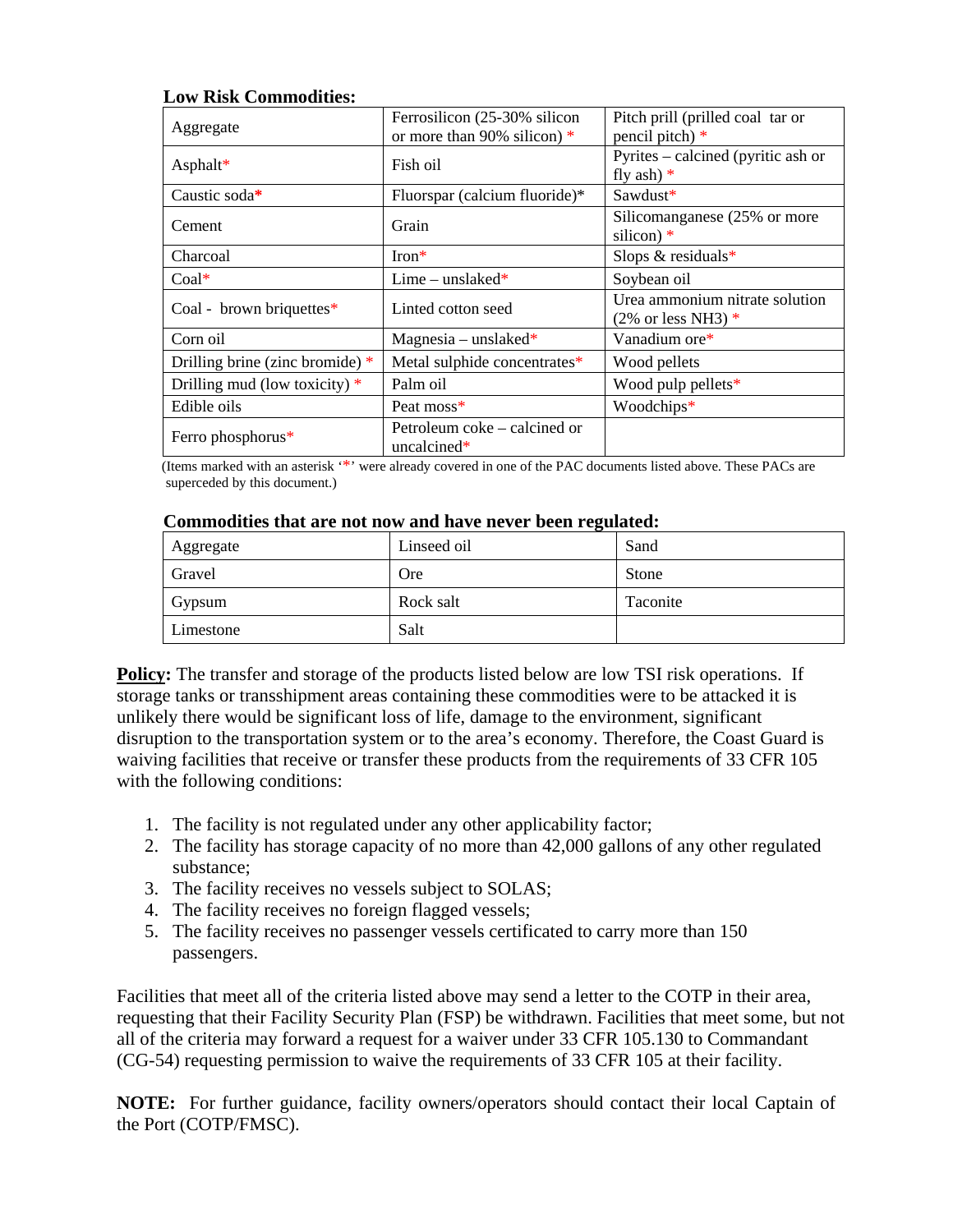**Low Risk Commodities:**

| | | |
|---|---|---|
| Aggregate | Ferrosilicon (25-30% silicon or more than 90% silicon) * | Pitch prill (prilled coal tar or pencil pitch) * |
| Asphalt* | Fish oil | Pyrites – calcined (pyritic ash or fly ash) * |
| Caustic soda* | Fluorspar (calcium fluoride)* | Sawdust* |
| Cement | Grain | Silicomanganese (25% or more silicon) * |
| Charcoal | Iron* | Slops & residuals* |
| Coal* | Lime – unslaked* | Soybean oil |
| Coal - brown briquettes* | Linted cotton seed | Urea ammonium nitrate solution (2% or less NH3) * |
| Corn oil | Magnesia – unslaked* | Vanadium ore* |
| Drilling brine (zinc bromide) * | Metal sulphide concentrates* | Wood pellets |
| Drilling mud (low toxicity) * | Palm oil | Wood pulp pellets* |
| Edible oils | Peat moss* | Woodchips* |
| Ferro phosphorus* | Petroleum coke – calcined or uncalcined* | |

(Items marked with an asterisk '*' were already covered in one of the PAC documents listed above. These PACs are superceded by this document.)

**Commodities that are not now and have never been regulated:**

| | | |
|---|---|---|
| Aggregate | Linseed oil | Sand |
| Gravel | Ore | Stone |
| Gypsum | Rock salt | Taconite |
| Limestone | Salt | |

**<u>Policy</u>:** The transfer and storage of the products listed below are low TSI risk operations. If storage tanks or transshipment areas containing these commodities were to be attacked it is unlikely there would be significant loss of life, damage to the environment, significant disruption to the transportation system or to the area's economy. Therefore, the Coast Guard is waiving facilities that receive or transfer these products from the requirements of 33 CFR 105 with the following conditions:

1. The facility is not regulated under any other applicability factor;
2. The facility has storage capacity of no more than 42,000 gallons of any other regulated substance;
3. The facility receives no vessels subject to SOLAS;
4. The facility receives no foreign flagged vessels;
5. The facility receives no passenger vessels certificated to carry more than 150 passengers.

Facilities that meet all of the criteria listed above may send a letter to the COTP in their area, requesting that their Facility Security Plan (FSP) be withdrawn. Facilities that meet some, but not all of the criteria may forward a request for a waiver under 33 CFR 105.130 to Commandant (CG-54) requesting permission to waive the requirements of 33 CFR 105 at their facility.

**NOTE:** For further guidance, facility owners/operators should contact their local Captain of the Port (COTP/FMSC).